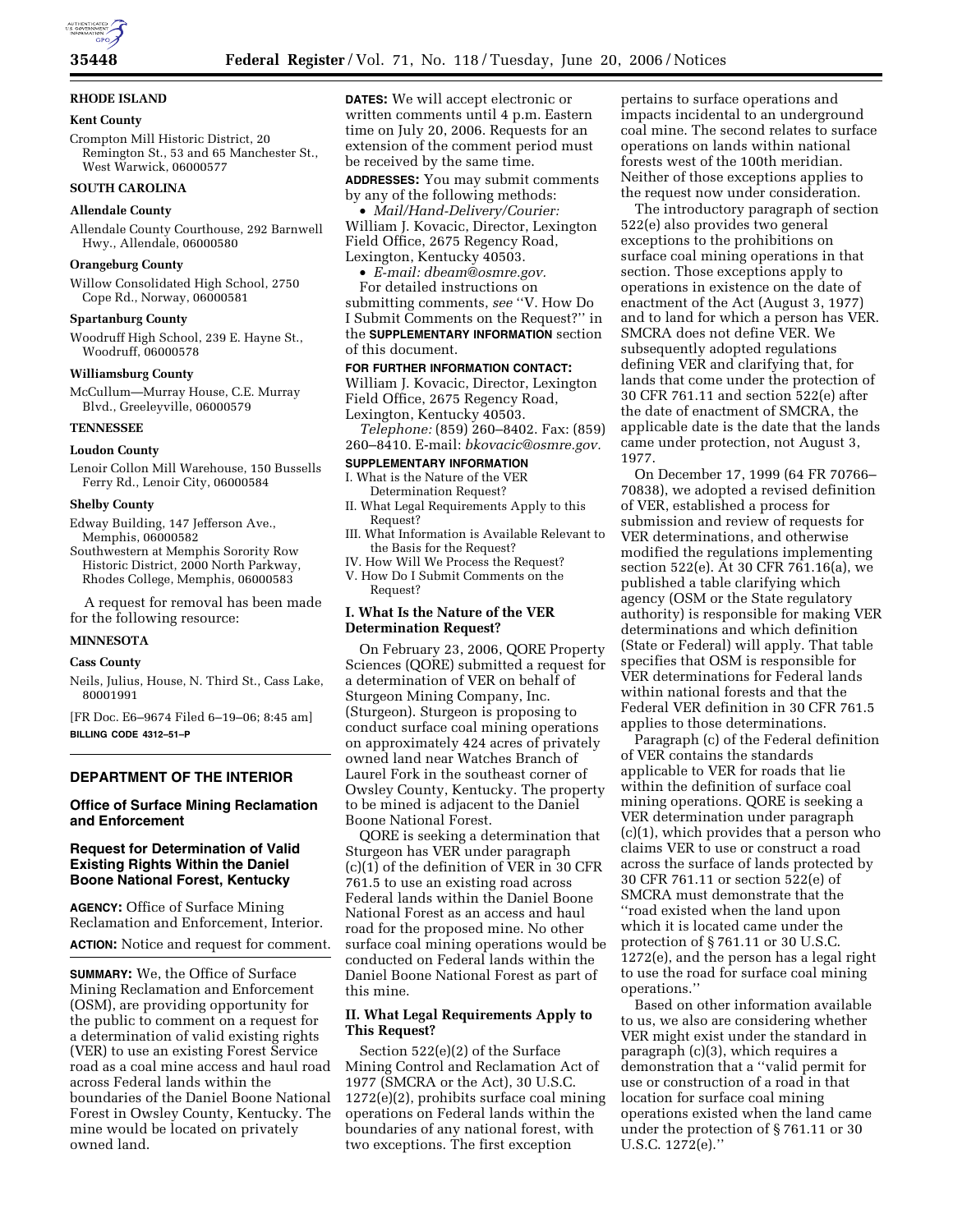## RHODE ISLAND

### Kent County

Crompton Mill Historic District, 20 Remington St., 53 and 65 Manchester St., West Warwick, 06000577

## SOUTH CAROLINA

### Allendale County

Allendale County Courthouse, 292 Barnwell Hwy., Allendale, 06000580

### Orangeburg County

Willow Consolidated High School, 2750 Cope Rd., Norway, 06000581

### Spartanburg County

Woodruff High School, 239 E. Hayne St., Woodruff, 06000578

### Williamsburg County

McCullum—Murray House, C.E. Murray Blvd., Greeleyville, 06000579

## TENNESSEE

### Loudon County

Lenoir Collon Mill Warehouse, 150 Bussells Ferry Rd., Lenoir City, 06000584

### Shelby County

Edway Building, 147 Jefferson Ave., Memphis, 06000582

Southwestern at Memphis Sorority Row Historic District, 2000 North Parkway, Rhodes College, Memphis, 06000583

A request for removal has been made for the following resource:

## MINNESOTA

### Cass County

Neils, Julius, House, N. Third St., Cass Lake, 80001991

[FR Doc. E6–9674 Filed 6–19–06; 8:45 am]

**BILLING CODE 4312–51–P**

---

# DEPARTMENT OF THE INTERIOR

## Office of Surface Mining Reclamation and Enforcement

## Request for Determination of Valid Existing Rights Within the Daniel Boone National Forest, Kentucky

**AGENCY:** Office of Surface Mining Reclamation and Enforcement, Interior.

**ACTION:** Notice and request for comment.

**SUMMARY:** We, the Office of Surface Mining Reclamation and Enforcement (OSM), are providing opportunity for the public to comment on a request for a determination of valid existing rights (VER) to use an existing Forest Service road as a coal mine access and haul road across Federal lands within the boundaries of the Daniel Boone National Forest in Owsley County, Kentucky. The mine would be located on privately owned land.

**DATES:** We will accept electronic or written comments until 4 p.m. Eastern time on July 20, 2006. Requests for an extension of the comment period must be received by the same time.

**ADDRESSES:** You may submit comments by any of the following methods:

- *Mail/Hand-Delivery/Courier:* William J. Kovacic, Director, Lexington Field Office, 2675 Regency Road, Lexington, Kentucky 40503.
- *E-mail: dbeam@osmre.gov.*

For detailed instructions on submitting comments, *see* "V. How Do I Submit Comments on the Request?" in the **SUPPLEMENTARY INFORMATION** section of this document.

**FOR FURTHER INFORMATION CONTACT:** William J. Kovacic, Director, Lexington Field Office, 2675 Regency Road, Lexington, Kentucky 40503.

*Telephone:* (859) 260–8402. Fax: (859) 260–8410. E-mail: *bkovacic@osmre.gov.*

**SUPPLEMENTARY INFORMATION**

I. What is the Nature of the VER Determination Request?
II. What Legal Requirements Apply to this Request?
III. What Information is Available Relevant to the Basis for the Request?
IV. How Will We Process the Request?
V. How Do I Submit Comments on the Request?

### I. What Is the Nature of the VER Determination Request?

On February 23, 2006, QORE Property Sciences (QORE) submitted a request for a determination of VER on behalf of Sturgeon Mining Company, Inc. (Sturgeon). Sturgeon is proposing to conduct surface coal mining operations on approximately 424 acres of privately owned land near Watches Branch of Laurel Fork in the southeast corner of Owsley County, Kentucky. The property to be mined is adjacent to the Daniel Boone National Forest.

QORE is seeking a determination that Sturgeon has VER under paragraph (c)(1) of the definition of VER in 30 CFR 761.5 to use an existing road across Federal lands within the Daniel Boone National Forest as an access and haul road for the proposed mine. No other surface coal mining operations would be conducted on Federal lands within the Daniel Boone National Forest as part of this mine.

### II. What Legal Requirements Apply to This Request?

Section 522(e)(2) of the Surface Mining Control and Reclamation Act of 1977 (SMCRA or the Act), 30 U.S.C. 1272(e)(2), prohibits surface coal mining operations on Federal lands within the boundaries of any national forest, with two exceptions. The first exception pertains to surface operations and impacts incidental to an underground coal mine. The second relates to surface operations on lands within national forests west of the 100th meridian. Neither of those exceptions applies to the request now under consideration.

The introductory paragraph of section 522(e) also provides two general exceptions to the prohibitions on surface coal mining operations in that section. Those exceptions apply to operations in existence on the date of enactment of the Act (August 3, 1977) and to land for which a person has VER. SMCRA does not define VER. We subsequently adopted regulations defining VER and clarifying that, for lands that come under the protection of 30 CFR 761.11 and section 522(e) after the date of enactment of SMCRA, the applicable date is the date that the lands came under protection, not August 3, 1977.

On December 17, 1999 (64 FR 70766–70838), we adopted a revised definition of VER, established a process for submission and review of requests for VER determinations, and otherwise modified the regulations implementing section 522(e). At 30 CFR 761.16(a), we published a table clarifying which agency (OSM or the State regulatory authority) is responsible for making VER determinations and which definition (State or Federal) will apply. That table specifies that OSM is responsible for VER determinations for Federal lands within national forests and that the Federal VER definition in 30 CFR 761.5 applies to those determinations.

Paragraph (c) of the Federal definition of VER contains the standards applicable to VER for roads that lie within the definition of surface coal mining operations. QORE is seeking a VER determination under paragraph (c)(1), which provides that a person who claims VER to use or construct a road across the surface of lands protected by 30 CFR 761.11 or section 522(e) of SMCRA must demonstrate that the "road existed when the land upon which it is located came under the protection of § 761.11 or 30 U.S.C. 1272(e), and the person has a legal right to use the road for surface coal mining operations."

Based on other information available to us, we also are considering whether VER might exist under the standard in paragraph (c)(3), which requires a demonstration that a "valid permit for use or construction of a road in that location for surface coal mining operations existed when the land came under the protection of § 761.11 or 30 U.S.C. 1272(e)."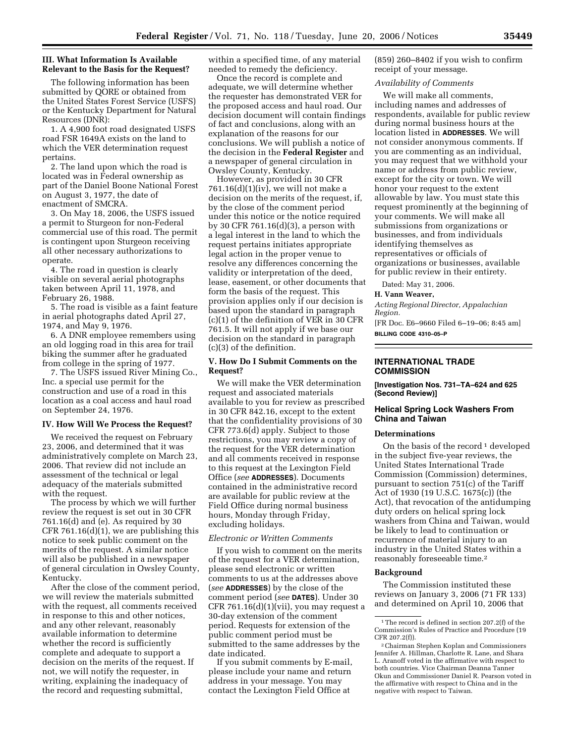### III. What Information Is Available Relevant to the Basis for the Request?

The following information has been submitted by QORE or obtained from the United States Forest Service (USFS) or the Kentucky Department for Natural Resources (DNR):

1. A 4,900 foot road designated USFS road FSR 1649A exists on the land to which the VER determination request pertains.

2. The land upon which the road is located was in Federal ownership as part of the Daniel Boone National Forest on August 3, 1977, the date of enactment of SMCRA.

3. On May 18, 2006, the USFS issued a permit to Sturgeon for non-Federal commercial use of this road. The permit is contingent upon Sturgeon receiving all other necessary authorizations to operate.

4. The road in question is clearly visible on several aerial photographs taken between April 11, 1978, and February 26, 1988.

5. The road is visible as a faint feature in aerial photographs dated April 27, 1974, and May 9, 1976.

6. A DNR employee remembers using an old logging road in this area for trail biking the summer after he graduated from college in the spring of 1977.

7. The USFS issued River Mining Co., Inc. a special use permit for the construction and use of a road in this location as a coal access and haul road on September 24, 1976.

### IV. How Will We Process the Request?

We received the request on February 23, 2006, and determined that it was administratively complete on March 23, 2006. That review did not include an assessment of the technical or legal adequacy of the materials submitted with the request.

The process by which we will further review the request is set out in 30 CFR 761.16(d) and (e). As required by 30 CFR 761.16(d)(1), we are publishing this notice to seek public comment on the merits of the request. A similar notice will also be published in a newspaper of general circulation in Owsley County, Kentucky.

After the close of the comment period, we will review the materials submitted with the request, all comments received in response to this and other notices, and any other relevant, reasonably available information to determine whether the record is sufficiently complete and adequate to support a decision on the merits of the request. If not, we will notify the requester, in writing, explaining the inadequacy of the record and requesting submittal, within a specified time, of any material needed to remedy the deficiency.

Once the record is complete and adequate, we will determine whether the requester has demonstrated VER for the proposed access and haul road. Our decision document will contain findings of fact and conclusions, along with an explanation of the reasons for our conclusions. We will publish a notice of the decision in the **Federal Register** and a newspaper of general circulation in Owsley County, Kentucky.

However, as provided in 30 CFR 761.16(d)(1)(iv), we will not make a decision on the merits of the request, if, by the close of the comment period under this notice or the notice required by 30 CFR 761.16(d)(3), a person with a legal interest in the land to which the request pertains initiates appropriate legal action in the proper venue to resolve any differences concerning the validity or interpretation of the deed, lease, easement, or other documents that form the basis of the request. This provision applies only if our decision is based upon the standard in paragraph (c)(1) of the definition of VER in 30 CFR 761.5. It will not apply if we base our decision on the standard in paragraph (c)(3) of the definition.

### V. How Do I Submit Comments on the Request?

We will make the VER determination request and associated materials available to you for review as prescribed in 30 CFR 842.16, except to the extent that the confidentiality provisions of 30 CFR 773.6(d) apply. Subject to those restrictions, you may review a copy of the request for the VER determination and all comments received in response to this request at the Lexington Field Office (*see* **ADDRESSES**). Documents contained in the administrative record are available for public review at the Field Office during normal business hours, Monday through Friday, excluding holidays.

*Electronic or Written Comments*

If you wish to comment on the merits of the request for a VER determination, please send electronic or written comments to us at the addresses above (*see* **ADDRESSES**) by the close of the comment period (*see* **DATES**). Under 30 CFR 761.16(d)(1)(vii), you may request a 30-day extension of the comment period. Requests for extension of the public comment period must be submitted to the same addresses by the date indicated.

If you submit comments by E-mail, please include your name and return address in your message. You may contact the Lexington Field Office at (859) 260–8402 if you wish to confirm receipt of your message.

*Availability of Comments*

We will make all comments, including names and addresses of respondents, available for public review during normal business hours at the location listed in **ADDRESSES**. We will not consider anonymous comments. If you are commenting as an individual, you may request that we withhold your name or address from public review, except for the city or town. We will honor your request to the extent allowable by law. You must state this request prominently at the beginning of your comments. We will make all submissions from organizations or businesses, and from individuals identifying themselves as representatives or officials of organizations or businesses, available for public review in their entirety.

Dated: May 31, 2006.

**H. Vann Weaver,**

*Acting Regional Director, Appalachian Region.*

[FR Doc. E6–9660 Filed 6–19–06; 8:45 am]

**BILLING CODE 4310–05–P**

---

## INTERNATIONAL TRADE COMMISSION

**[Investigation Nos. 731–TA–624 and 625 (Second Review)]**

## Helical Spring Lock Washers From China and Taiwan

### Determinations

On the basis of the record[1] developed in the subject five-year reviews, the United States International Trade Commission (Commission) determines, pursuant to section 751(c) of the Tariff Act of 1930 (19 U.S.C. 1675(c)) (the Act), that revocation of the antidumping duty orders on helical spring lock washers from China and Taiwan, would be likely to lead to continuation or recurrence of material injury to an industry in the United States within a reasonably foreseeable time.[2]

### Background

The Commission instituted these reviews on January 3, 2006 (71 FR 133) and determined on April 10, 2006 that

[1] The record is defined in section 207.2(f) of the Commission's Rules of Practice and Procedure (19 CFR 207.2(f)).

[2] Chairman Stephen Koplan and Commissioners Jennifer A. Hillman, Charlotte R. Lane, and Shara L. Aranoff voted in the affirmative with respect to both countries. Vice Chairman Deanna Tanner Okun and Commissioner Daniel R. Pearson voted in the affirmative with respect to China and in the negative with respect to Taiwan.